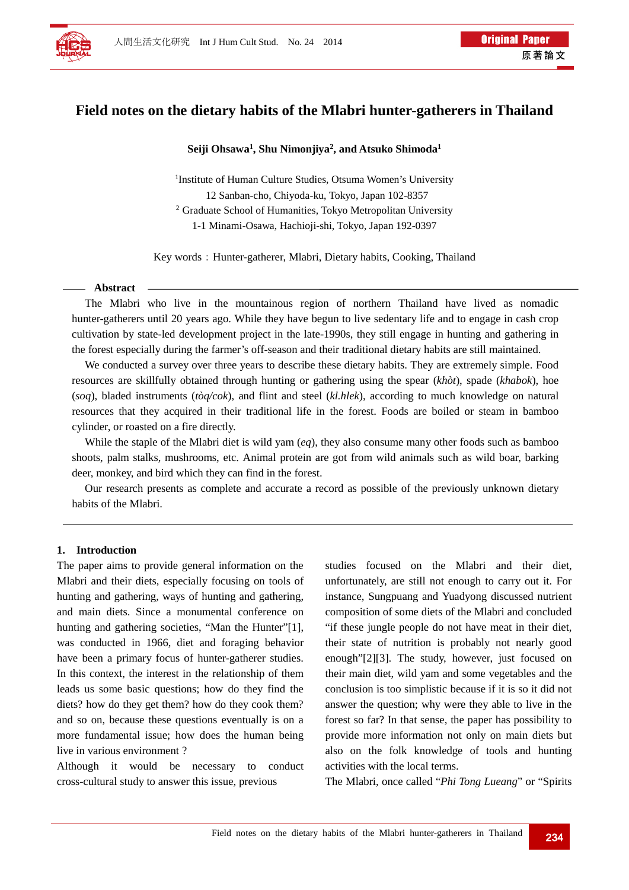# Field notes on the dietary habits of the Mlabri hunter-gatherers in Thailand

**Seiji Ohsawa[1], Shu Nimonjiya[2], and Atsuko Shimoda[1]**

[1]Institute of Human Culture Studies, Otsuma Women's University
12 Sanban-cho, Chiyoda-ku, Tokyo, Japan 102-8357
[2] Graduate School of Humanities, Tokyo Metropolitan University
1-1 Minami-Osawa, Hachioji-shi, Tokyo, Japan 192-0397

Key words：Hunter-gatherer, Mlabri, Dietary habits, Cooking, Thailand

## Abstract

The Mlabri who live in the mountainous region of northern Thailand have lived as nomadic hunter-gatherers until 20 years ago. While they have begun to live sedentary life and to engage in cash crop cultivation by state-led development project in the late-1990s, they still engage in hunting and gathering in the forest especially during the farmer's off-season and their traditional dietary habits are still maintained.

We conducted a survey over three years to describe these dietary habits. They are extremely simple. Food resources are skillfully obtained through hunting or gathering using the spear (*khòt*), spade (*khabok*), hoe (*soq*), bladed instruments (*tòq/cok*), and flint and steel (*kl.hlek*), according to much knowledge on natural resources that they acquired in their traditional life in the forest. Foods are boiled or steam in bamboo cylinder, or roasted on a fire directly.

While the staple of the Mlabri diet is wild yam (*eq*), they also consume many other foods such as bamboo shoots, palm stalks, mushrooms, etc. Animal protein are got from wild animals such as wild boar, barking deer, monkey, and bird which they can find in the forest.

Our research presents as complete and accurate a record as possible of the previously unknown dietary habits of the Mlabri.

## 1. Introduction

The paper aims to provide general information on the Mlabri and their diets, especially focusing on tools of hunting and gathering, ways of hunting and gathering, and main diets. Since a monumental conference on hunting and gathering societies, "Man the Hunter"[1], was conducted in 1966, diet and foraging behavior have been a primary focus of hunter-gatherer studies. In this context, the interest in the relationship of them leads us some basic questions; how do they find the diets? how do they get them? how do they cook them? and so on, because these questions eventually is on a more fundamental issue; how does the human being live in various environment ?

Although it would be necessary to conduct cross-cultural study to answer this issue, previous studies focused on the Mlabri and their diet, unfortunately, are still not enough to carry out it. For instance, Sungpuang and Yuadyong discussed nutrient composition of some diets of the Mlabri and concluded "if these jungle people do not have meat in their diet, their state of nutrition is probably not nearly good enough"[2][3]. The study, however, just focused on their main diet, wild yam and some vegetables and the conclusion is too simplistic because if it is so it did not answer the question; why were they able to live in the forest so far? In that sense, the paper has possibility to provide more information not only on main diets but also on the folk knowledge of tools and hunting activities with the local terms.

The Mlabri, once called "*Phi Tong Lueang*" or "Spirits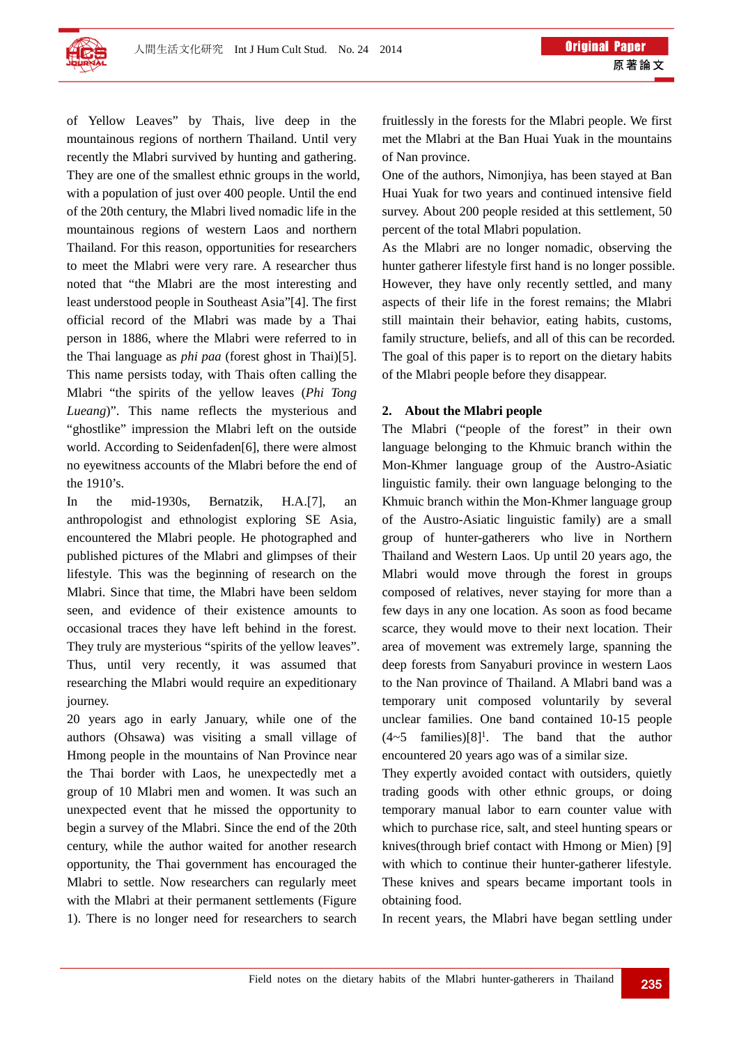of Yellow Leaves” by Thais, live deep in the mountainous regions of northern Thailand. Until very recently the Mlabri survived by hunting and gathering. They are one of the smallest ethnic groups in the world, with a population of just over 400 people. Until the end of the 20th century, the Mlabri lived nomadic life in the mountainous regions of western Laos and northern Thailand. For this reason, opportunities for researchers to meet the Mlabri were very rare. A researcher thus noted that “the Mlabri are the most interesting and least understood people in Southeast Asia”[4]. The first official record of the Mlabri was made by a Thai person in 1886, where the Mlabri were referred to in the Thai language as *phi paa* (forest ghost in Thai)[5]. This name persists today, with Thais often calling the Mlabri “the spirits of the yellow leaves (*Phi Tong Lueang*)”. This name reflects the mysterious and “ghostlike” impression the Mlabri left on the outside world. According to Seidenfaden[6], there were almost no eyewitness accounts of the Mlabri before the end of the 1910’s.

In the mid-1930s, Bernatzik, H.A.[7], an anthropologist and ethnologist exploring SE Asia, encountered the Mlabri people. He photographed and published pictures of the Mlabri and glimpses of their lifestyle. This was the beginning of research on the Mlabri. Since that time, the Mlabri have been seldom seen, and evidence of their existence amounts to occasional traces they have left behind in the forest. They truly are mysterious “spirits of the yellow leaves”. Thus, until very recently, it was assumed that researching the Mlabri would require an expeditionary journey.

20 years ago in early January, while one of the authors (Ohsawa) was visiting a small village of Hmong people in the mountains of Nan Province near the Thai border with Laos, he unexpectedly met a group of 10 Mlabri men and women. It was such an unexpected event that he missed the opportunity to begin a survey of the Mlabri. Since the end of the 20th century, while the author waited for another research opportunity, the Thai government has encouraged the Mlabri to settle. Now researchers can regularly meet with the Mlabri at their permanent settlements (Figure 1). There is no longer need for researchers to search fruitlessly in the forests for the Mlabri people. We first met the Mlabri at the Ban Huai Yuak in the mountains of Nan province.

One of the authors, Nimonjiya, has been stayed at Ban Huai Yuak for two years and continued intensive field survey. About 200 people resided at this settlement, 50 percent of the total Mlabri population.

As the Mlabri are no longer nomadic, observing the hunter gatherer lifestyle first hand is no longer possible. However, they have only recently settled, and many aspects of their life in the forest remains; the Mlabri still maintain their behavior, eating habits, customs, family structure, beliefs, and all of this can be recorded. The goal of this paper is to report on the dietary habits of the Mlabri people before they disappear.

## 2. About the Mlabri people

The Mlabri (“people of the forest” in their own language belonging to the Khmuic branch within the Mon-Khmer language group of the Austro-Asiatic linguistic family. their own language belonging to the Khmuic branch within the Mon-Khmer language group of the Austro-Asiatic linguistic family) are a small group of hunter-gatherers who live in Northern Thailand and Western Laos. Up until 20 years ago, the Mlabri would move through the forest in groups composed of relatives, never staying for more than a few days in any one location. As soon as food became scarce, they would move to their next location. Their area of movement was extremely large, spanning the deep forests from Sanyaburi province in western Laos to the Nan province of Thailand. A Mlabri band was a temporary unit composed voluntarily by several unclear families. One band contained 10-15 people (4~5 families)[8][1]. The band that the author encountered 20 years ago was of a similar size.

They expertly avoided contact with outsiders, quietly trading goods with other ethnic groups, or doing temporary manual labor to earn counter value with which to purchase rice, salt, and steel hunting spears or knives(through brief contact with Hmong or Mien) [9] with which to continue their hunter-gatherer lifestyle. These knives and spears became important tools in obtaining food.

In recent years, the Mlabri have began settling under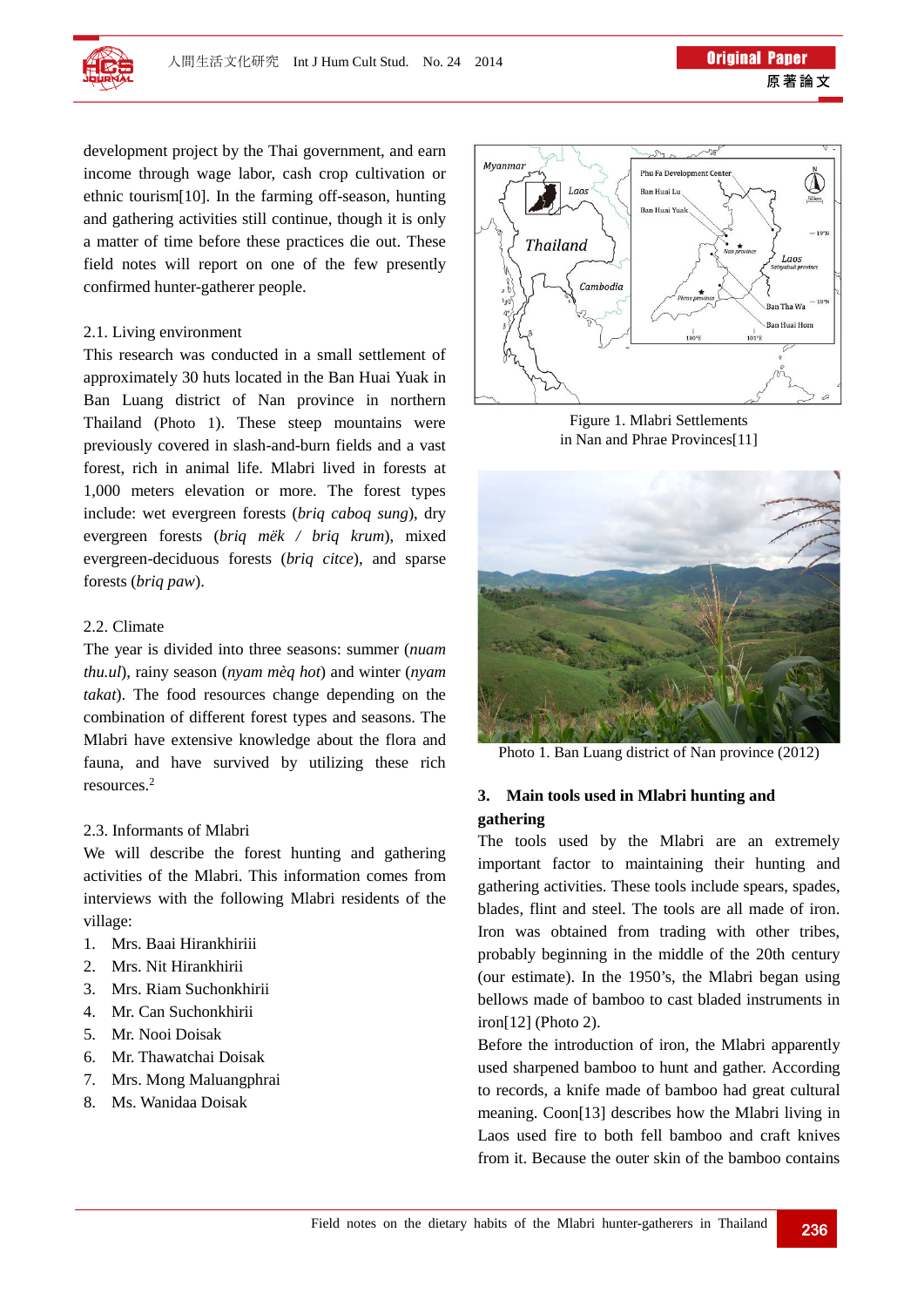development project by the Thai government, and earn income through wage labor, cash crop cultivation or ethnic tourism[10]. In the farming off-season, hunting and gathering activities still continue, though it is only a matter of time before these practices die out. These field notes will report on one of the few presently confirmed hunter-gatherer people.

2.1. Living environment

This research was conducted in a small settlement of approximately 30 huts located in the Ban Huai Yuak in Ban Luang district of Nan province in northern Thailand (Photo 1). These steep mountains were previously covered in slash-and-burn fields and a vast forest, rich in animal life. Mlabri lived in forests at 1,000 meters elevation or more. The forest types include: wet evergreen forests (*briq caboq sung*), dry evergreen forests (*briq mëk / briq krum*), mixed evergreen-deciduous forests (*briq citce*), and sparse forests (*briq paw*).

2.2. Climate

The year is divided into three seasons: summer (*nuam thu.ul*), rainy season (*nyam mèq hot*) and winter (*nyam takat*). The food resources change depending on the combination of different forest types and seasons. The Mlabri have extensive knowledge about the flora and fauna, and have survived by utilizing these rich resources.[2]

2.3. Informants of Mlabri

We will describe the forest hunting and gathering activities of the Mlabri. This information comes from interviews with the following Mlabri residents of the village:

1. Mrs. Baai Hirankhiriii
2. Mrs. Nit Hirankhirii
3. Mrs. Riam Suchonkhirii
4. Mr. Can Suchonkhirii
5. Mr. Nooi Doisak
6. Mr. Thawatchai Doisak
7. Mrs. Mong Maluangphrai
8. Ms. Wanidaa Doisak

Figure 1. Mlabri Settlements in Nan and Phrae Provinces[11]

Photo 1. Ban Luang district of Nan province (2012)

## 3. Main tools used in Mlabri hunting and gathering

The tools used by the Mlabri are an extremely important factor to maintaining their hunting and gathering activities. These tools include spears, spades, blades, flint and steel. The tools are all made of iron. Iron was obtained from trading with other tribes, probably beginning in the middle of the 20th century (our estimate). In the 1950's, the Mlabri began using bellows made of bamboo to cast bladed instruments in iron[12] (Photo 2).

Before the introduction of iron, the Mlabri apparently used sharpened bamboo to hunt and gather. According to records, a knife made of bamboo had great cultural meaning. Coon[13] describes how the Mlabri living in Laos used fire to both fell bamboo and craft knives from it. Because the outer skin of the bamboo contains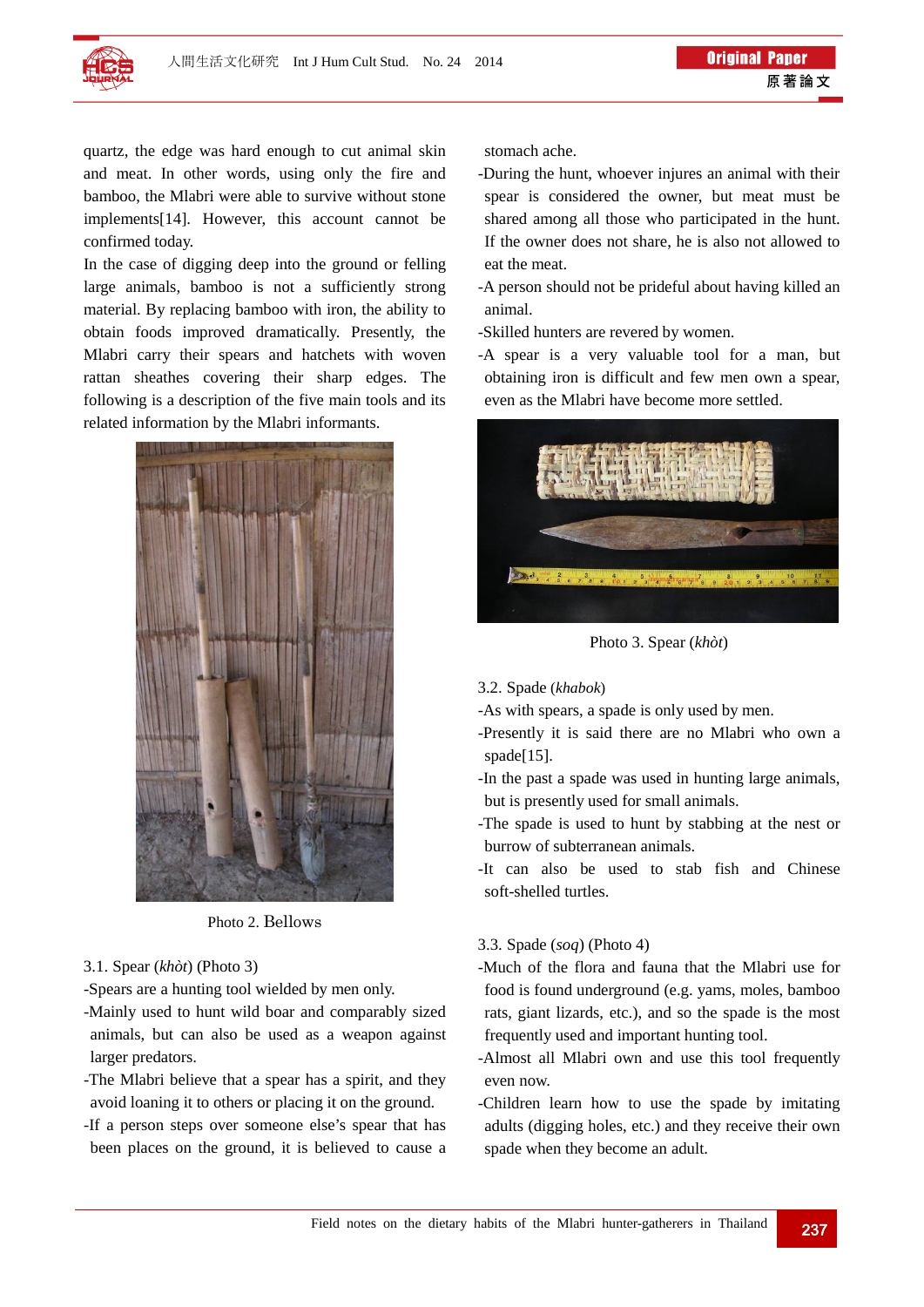quartz, the edge was hard enough to cut animal skin and meat. In other words, using only the fire and bamboo, the Mlabri were able to survive without stone implements[14]. However, this account cannot be confirmed today.

In the case of digging deep into the ground or felling large animals, bamboo is not a sufficiently strong material. By replacing bamboo with iron, the ability to obtain foods improved dramatically. Presently, the Mlabri carry their spears and hatchets with woven rattan sheathes covering their sharp edges. The following is a description of the five main tools and its related information by the Mlabri informants.

Photo 2. Bellows

3.1. Spear (*khòt*) (Photo 3)

-Spears are a hunting tool wielded by men only.

-Mainly used to hunt wild boar and comparably sized animals, but can also be used as a weapon against larger predators.

-The Mlabri believe that a spear has a spirit, and they avoid loaning it to others or placing it on the ground.

-If a person steps over someone else's spear that has been places on the ground, it is believed to cause a stomach ache.

-During the hunt, whoever injures an animal with their spear is considered the owner, but meat must be shared among all those who participated in the hunt. If the owner does not share, he is also not allowed to eat the meat.

-A person should not be prideful about having killed an animal.

-Skilled hunters are revered by women.

-A spear is a very valuable tool for a man, but obtaining iron is difficult and few men own a spear, even as the Mlabri have become more settled.

Photo 3. Spear (*khòt*)

3.2. Spade (*khabok*)

-As with spears, a spade is only used by men.

-Presently it is said there are no Mlabri who own a spade[15].

-In the past a spade was used in hunting large animals, but is presently used for small animals.

-The spade is used to hunt by stabbing at the nest or burrow of subterranean animals.

-It can also be used to stab fish and Chinese soft-shelled turtles.

3.3. Spade (*soq*) (Photo 4)

-Much of the flora and fauna that the Mlabri use for food is found underground (e.g. yams, moles, bamboo rats, giant lizards, etc.), and so the spade is the most frequently used and important hunting tool.

-Almost all Mlabri own and use this tool frequently even now.

-Children learn how to use the spade by imitating adults (digging holes, etc.) and they receive their own spade when they become an adult.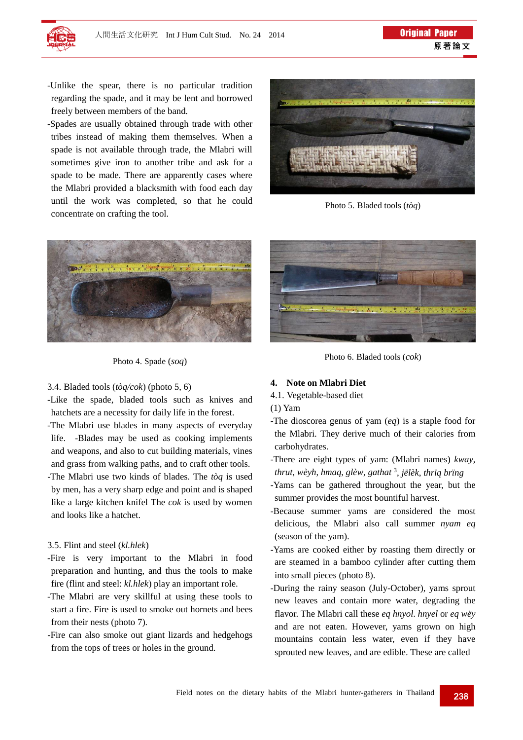-Unlike the spear, there is no particular tradition regarding the spade, and it may be lent and borrowed freely between members of the band.

-Spades are usually obtained through trade with other tribes instead of making them themselves. When a spade is not available through trade, the Mlabri will sometimes give iron to another tribe and ask for a spade to be made. There are apparently cases where the Mlabri provided a blacksmith with food each day until the work was completed, so that he could concentrate on crafting the tool.

Photo 5. Bladed tools (*tòq*)

Photo 4. Spade (*soq*)

Photo 6. Bladed tools (*cok*)

3.4. Bladed tools (*tòq/cok*) (photo 5, 6)

-Like the spade, bladed tools such as knives and hatchets are a necessity for daily life in the forest.

-The Mlabri use blades in many aspects of everyday life. -Blades may be used as cooking implements and weapons, and also to cut building materials, vines and grass from walking paths, and to craft other tools.

-The Mlabri use two kinds of blades. The *tòq* is used by men, has a very sharp edge and point and is shaped like a large kitchen knifel The *cok* is used by women and looks like a hatchet.

3.5. Flint and steel (*kl.hlek*)

-Fire is very important to the Mlabri in food preparation and hunting, and thus the tools to make fire (flint and steel: *kl.hlek*) play an important role.

-The Mlabri are very skillful at using these tools to start a fire. Fire is used to smoke out hornets and bees from their nests (photo 7).

-Fire can also smoke out giant lizards and hedgehogs from the tops of trees or holes in the ground.

## 4. Note on Mlabri Diet

4.1. Vegetable-based diet

(1) Yam

-The dioscorea genus of yam (*eq*) is a staple food for the Mlabri. They derive much of their calories from carbohydrates.

-There are eight types of yam: (Mlabri names) *kway*, *thrut*, *wèyh*, *hmaq*, *glèw*, *gathat* [3], *jëlèk*, *thrïq brïng*

-Yams can be gathered throughout the year, but the summer provides the most bountiful harvest.

-Because summer yams are considered the most delicious, the Mlabri also call summer *nyam eq* (season of the yam).

-Yams are cooked either by roasting them directly or are steamed in a bamboo cylinder after cutting them into small pieces (photo 8).

-During the rainy season (July-October), yams sprout new leaves and contain more water, degrading the flavor. The Mlabri call these *eq hnyol*. *hnyel* or *eq wëy* and are not eaten. However, yams grown on high mountains contain less water, even if they have sprouted new leaves, and are edible. These are called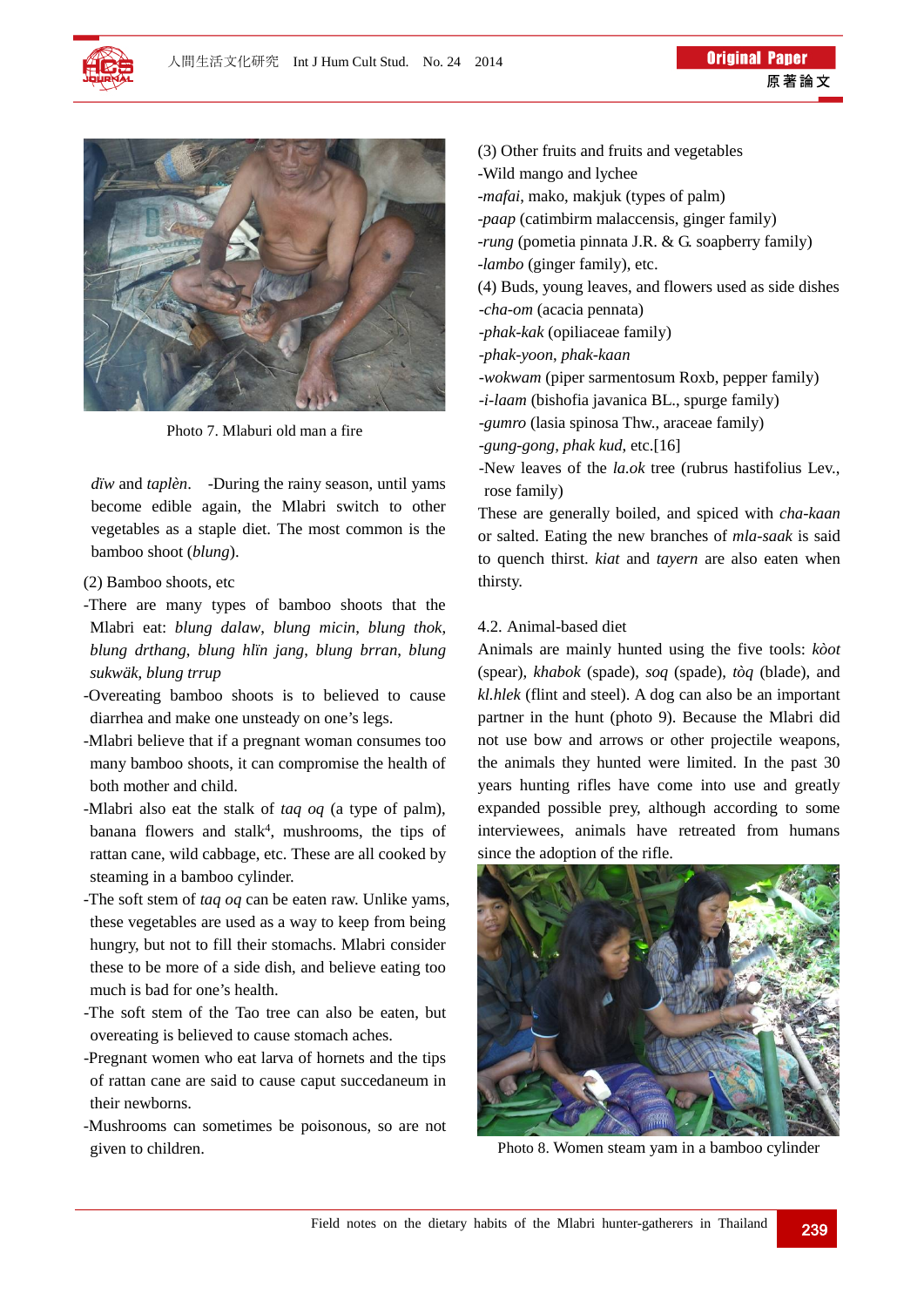Photo 7. Mlaburi old man a fire

*dïw* and *taplèn*. -During the rainy season, until yams become edible again, the Mlabri switch to other vegetables as a staple diet. The most common is the bamboo shoot (*blung*).

(2) Bamboo shoots, etc

-There are many types of bamboo shoots that the Mlabri eat: *blung dalaw*, *blung micin*, *blung thok*, *blung drthang*, *blung hlïn jang*, *blung brran*, *blung sukwäk*, *blung trrup*

-Overeating bamboo shoots is to believed to cause diarrhea and make one unsteady on one's legs.

-Mlabri believe that if a pregnant woman consumes too many bamboo shoots, it can compromise the health of both mother and child.

-Mlabri also eat the stalk of *taq oq* (a type of palm), banana flowers and stalk[4], mushrooms, the tips of rattan cane, wild cabbage, etc. These are all cooked by steaming in a bamboo cylinder.

-The soft stem of *taq oq* can be eaten raw. Unlike yams, these vegetables are used as a way to keep from being hungry, but not to fill their stomachs. Mlabri consider these to be more of a side dish, and believe eating too much is bad for one's health.

-The soft stem of the Tao tree can also be eaten, but overeating is believed to cause stomach aches.

-Pregnant women who eat larva of hornets and the tips of rattan cane are said to cause caput succedaneum in their newborns.

-Mushrooms can sometimes be poisonous, so are not given to children.

(3) Other fruits and fruits and vegetables

-Wild mango and lychee

-*mafai*, mako, makjuk (types of palm)

-*paap* (catimbirm malaccensis, ginger family)

-*rung* (pometia pinnata J.R. & G. soapberry family)

-*lambo* (ginger family), etc.

(4) Buds, young leaves, and flowers used as side dishes

-*cha-om* (acacia pennata)

-*phak-kak* (opiliaceae family)

-*phak-yoon*, *phak-kaan*

-*wokwam* (piper sarmentosum Roxb, pepper family)

-*i-laam* (bishofia javanica BL., spurge family)

-*gumro* (lasia spinosa Thw., araceae family)

-*gung-gong*, *phak kud*, etc.[16]

-New leaves of the *la.ok* tree (rubrus hastifolius Lev., rose family)

These are generally boiled, and spiced with *cha-kaan* or salted. Eating the new branches of *mla-saak* is said to quench thirst. *kiat* and *tayern* are also eaten when thirsty.

### 4.2. Animal-based diet

Animals are mainly hunted using the five tools: *kòot* (spear), *khabok* (spade), *soq* (spade), *tòq* (blade), and *kl.hlek* (flint and steel). A dog can also be an important partner in the hunt (photo 9). Because the Mlabri did not use bow and arrows or other projectile weapons, the animals they hunted were limited. In the past 30 years hunting rifles have come into use and greatly expanded possible prey, although according to some interviewees, animals have retreated from humans since the adoption of the rifle.

Photo 8. Women steam yam in a bamboo cylinder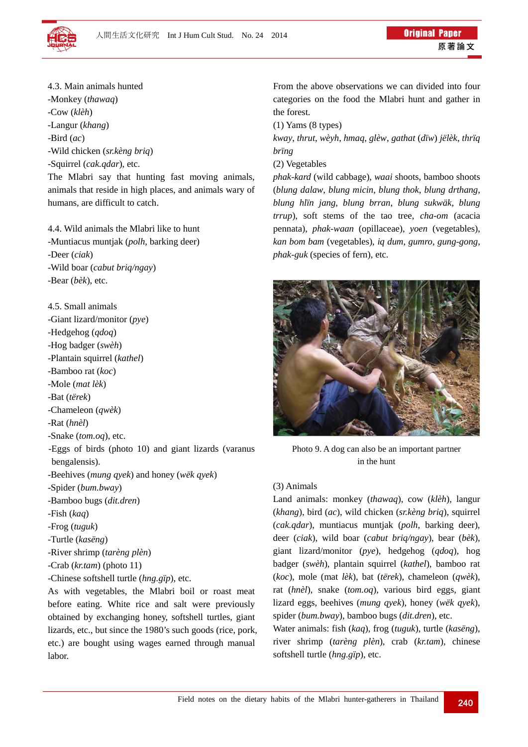4.3. Main animals hunted

-Monkey (*thawaq*)
-Cow (*klèh*)
-Langur (*khang*)
-Bird (*ac*)
-Wild chicken (*sr.kèng briq*)
-Squirrel (*cak.qdar*), etc.

The Mlabri say that hunting fast moving animals, animals that reside in high places, and animals wary of humans, are difficult to catch.

4.4. Wild animals the Mlabri like to hunt

-Muntiacus muntjak (*polh*, barking deer)
-Deer (*ciak*)
-Wild boar (*cabut briq/ngay*)
-Bear (*bèk*), etc.

4.5. Small animals

-Giant lizard/monitor (*pye*)
-Hedgehog (*qdoq*)
-Hog badger (*swèh*)
-Plantain squirrel (*kathel*)
-Bamboo rat (*koc*)
-Mole (*mat lèk*)
-Bat (*tërek*)
-Chameleon (*qwèk*)
-Rat (*hnèl*)
-Snake (*tom.oq*), etc.
-Eggs of birds (photo 10) and giant lizards (varanus bengalensis).
-Beehives (*mung qyek*) and honey (*wëk qyek*)
-Spider (*bum.bway*)
-Bamboo bugs (*dit.dren*)
-Fish (*kaq*)
-Frog (*tuguk*)
-Turtle (*kasëng*)
-River shrimp (*tarèng plèn*)
-Crab (*kr.tam*) (photo 11)
-Chinese softshell turtle (*hng.gïp*), etc.

As with vegetables, the Mlabri boil or roast meat before eating. White rice and salt were previously obtained by exchanging honey, softshell turtles, giant lizards, etc., but since the 1980's such goods (rice, pork, etc.) are bought using wages earned through manual labor.

From the above observations we can divided into four categories on the food the Mlabri hunt and gather in the forest.

(1) Yams (8 types)

*kway*, *thrut*, *wèyh*, *hmaq*, *glèw*, *gathat* (*dïw*) *jëlèk*, *thrïq brïng*

(2) Vegetables

*phak-kard* (wild cabbage), *waai* shoots, bamboo shoots (*blung dalaw*, *blung micin*, *blung thok*, *blung drthang*, *blung hlïn jang*, *blung brran*, *blung sukwäk*, *blung trrup*), soft stems of the tao tree, *cha-om* (acacia pennata), *phak-waan* (opillaceae), *yoen* (vegetables), *kan bom bam* (vegetables), *iq dum*, *gumro*, *gung-gong*, *phak-guk* (species of fern), etc.

Photo 9. A dog can also be an important partner in the hunt

(3) Animals

Land animals: monkey (*thawaq*), cow (*klèh*), langur (*khang*), bird (*ac*), wild chicken (*sr.kèng briq*), squirrel (*cak.qdar*), muntiacus muntjak (*polh*, barking deer), deer (*ciak*), wild boar (*cabut briq/ngay*), bear (*bèk*), giant lizard/monitor (*pye*), hedgehog (*qdoq*), hog badger (*swèh*), plantain squirrel (*kathel*), bamboo rat (*koc*), mole (mat *lèk*), bat (*tërek*), chameleon (*qwèk*), rat (*hnèl*), snake (*tom.oq*), various bird eggs, giant lizard eggs, beehives (*mung qyek*), honey (*wëk qyek*), spider (*bum.bway*), bamboo bugs (*dit.dren*), etc.

Water animals: fish (*kaq*), frog (*tuguk*), turtle (*kasëng*), river shrimp (*tarèng plèn*), crab (*kr.tam*), chinese softshell turtle (*hng.gïp*), etc.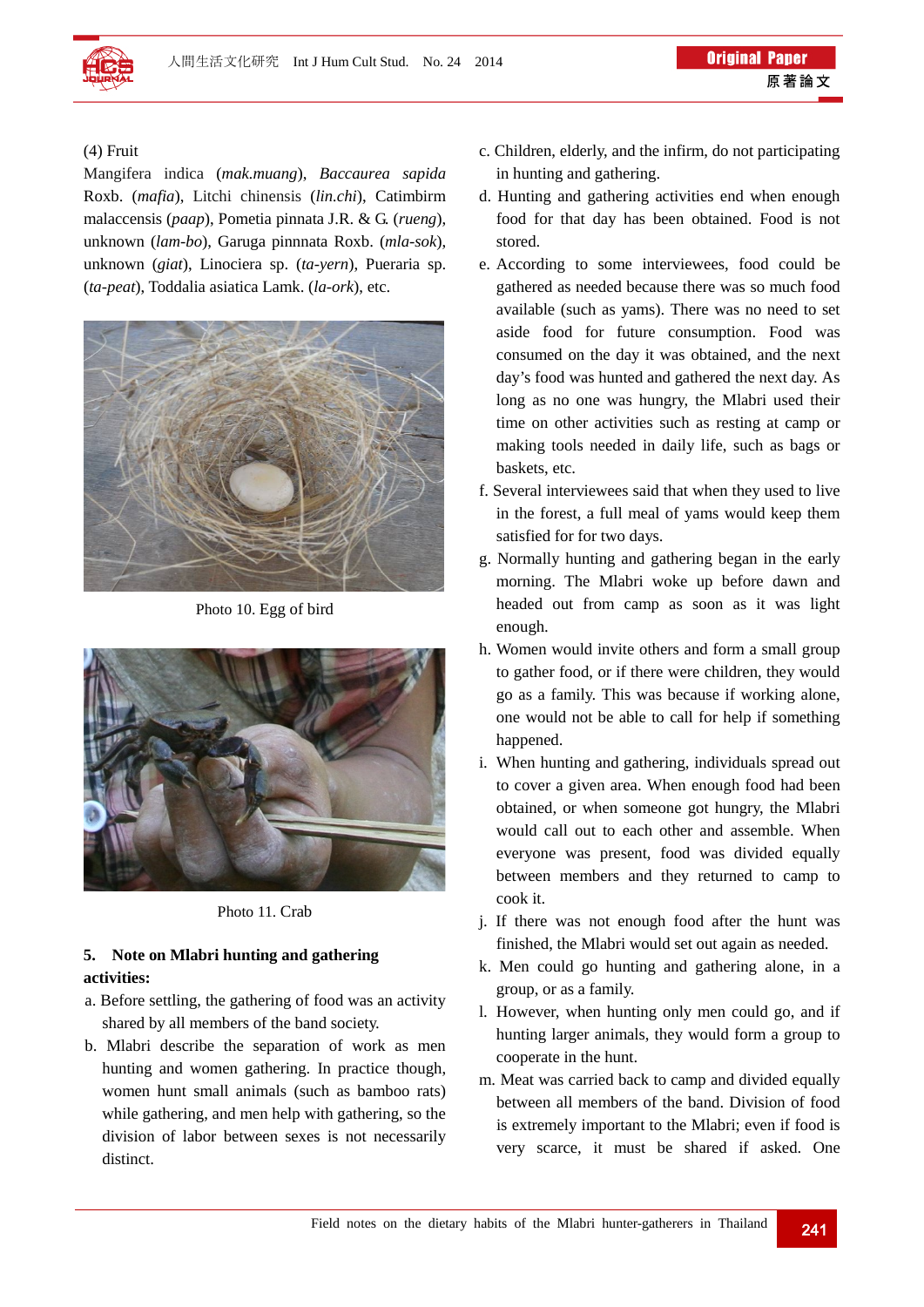(4) Fruit

Mangifera indica (*mak.muang*), *Baccaurea sapida* Roxb. (*mafia*), Litchi chinensis (*lin.chi*), Catimbirm malaccensis (*paap*), Pometia pinnata J.R. & G. (*rueng*), unknown (*lam-bo*), Garuga pinnnata Roxb. (*mla-sok*), unknown (*giat*), Linociera sp. (*ta-yern*), Pueraria sp. (*ta-peat*), Toddalia asiatica Lamk. (*la-ork*), etc.

Photo 10. Egg of bird

Photo 11. Crab

**5. Note on Mlabri hunting and gathering activities:**

a. Before settling, the gathering of food was an activity shared by all members of the band society.

b. Mlabri describe the separation of work as men hunting and women gathering. In practice though, women hunt small animals (such as bamboo rats) while gathering, and men help with gathering, so the division of labor between sexes is not necessarily distinct.

c. Children, elderly, and the infirm, do not participating in hunting and gathering.

d. Hunting and gathering activities end when enough food for that day has been obtained. Food is not stored.

e. According to some interviewees, food could be gathered as needed because there was so much food available (such as yams). There was no need to set aside food for future consumption. Food was consumed on the day it was obtained, and the next day's food was hunted and gathered the next day. As long as no one was hungry, the Mlabri used their time on other activities such as resting at camp or making tools needed in daily life, such as bags or baskets, etc.

f. Several interviewees said that when they used to live in the forest, a full meal of yams would keep them satisfied for for two days.

g. Normally hunting and gathering began in the early morning. The Mlabri woke up before dawn and headed out from camp as soon as it was light enough.

h. Women would invite others and form a small group to gather food, or if there were children, they would go as a family. This was because if working alone, one would not be able to call for help if something happened.

i. When hunting and gathering, individuals spread out to cover a given area. When enough food had been obtained, or when someone got hungry, the Mlabri would call out to each other and assemble. When everyone was present, food was divided equally between members and they returned to camp to cook it.

j. If there was not enough food after the hunt was finished, the Mlabri would set out again as needed.

k. Men could go hunting and gathering alone, in a group, or as a family.

l. However, when hunting only men could go, and if hunting larger animals, they would form a group to cooperate in the hunt.

m. Meat was carried back to camp and divided equally between all members of the band. Division of food is extremely important to the Mlabri; even if food is very scarce, it must be shared if asked. One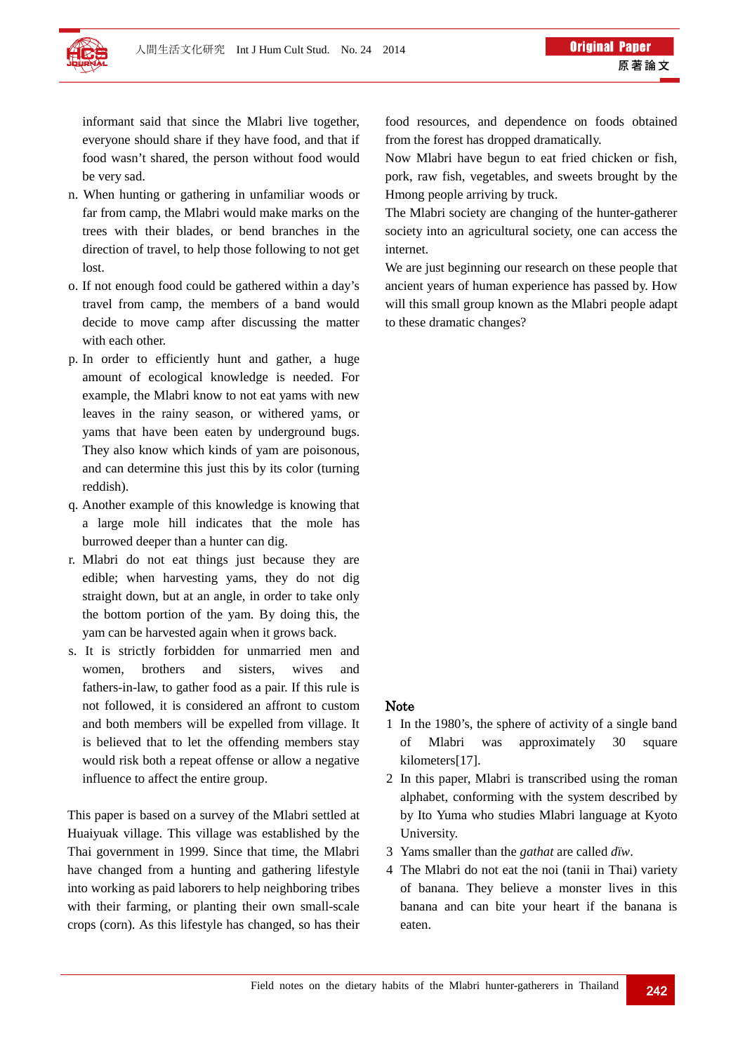informant said that since the Mlabri live together, everyone should share if they have food, and that if food wasn't shared, the person without food would be very sad.

n. When hunting or gathering in unfamiliar woods or far from camp, the Mlabri would make marks on the trees with their blades, or bend branches in the direction of travel, to help those following to not get lost.

o. If not enough food could be gathered within a day's travel from camp, the members of a band would decide to move camp after discussing the matter with each other.

p. In order to efficiently hunt and gather, a huge amount of ecological knowledge is needed. For example, the Mlabri know to not eat yams with new leaves in the rainy season, or withered yams, or yams that have been eaten by underground bugs. They also know which kinds of yam are poisonous, and can determine this just this by its color (turning reddish).

q. Another example of this knowledge is knowing that a large mole hill indicates that the mole has burrowed deeper than a hunter can dig.

r. Mlabri do not eat things just because they are edible; when harvesting yams, they do not dig straight down, but at an angle, in order to take only the bottom portion of the yam. By doing this, the yam can be harvested again when it grows back.

s. It is strictly forbidden for unmarried men and women, brothers and sisters, wives and fathers-in-law, to gather food as a pair. If this rule is not followed, it is considered an affront to custom and both members will be expelled from village. It is believed that to let the offending members stay would risk both a repeat offense or allow a negative influence to affect the entire group.

This paper is based on a survey of the Mlabri settled at Huaiyuak village. This village was established by the Thai government in 1999. Since that time, the Mlabri have changed from a hunting and gathering lifestyle into working as paid laborers to help neighboring tribes with their farming, or planting their own small-scale crops (corn). As this lifestyle has changed, so has their food resources, and dependence on foods obtained from the forest has dropped dramatically.

Now Mlabri have begun to eat fried chicken or fish, pork, raw fish, vegetables, and sweets brought by the Hmong people arriving by truck.

The Mlabri society are changing of the hunter-gatherer society into an agricultural society, one can access the internet.

We are just beginning our research on these people that ancient years of human experience has passed by. How will this small group known as the Mlabri people adapt to these dramatic changes?

## Note

1 In the 1980's, the sphere of activity of a single band of Mlabri was approximately 30 square kilometers[17].

2 In this paper, Mlabri is transcribed using the roman alphabet, conforming with the system described by by Ito Yuma who studies Mlabri language at Kyoto University.

3 Yams smaller than the *gathat* are called *dïw*.

4 The Mlabri do not eat the noi (tanii in Thai) variety of banana. They believe a monster lives in this banana and can bite your heart if the banana is eaten.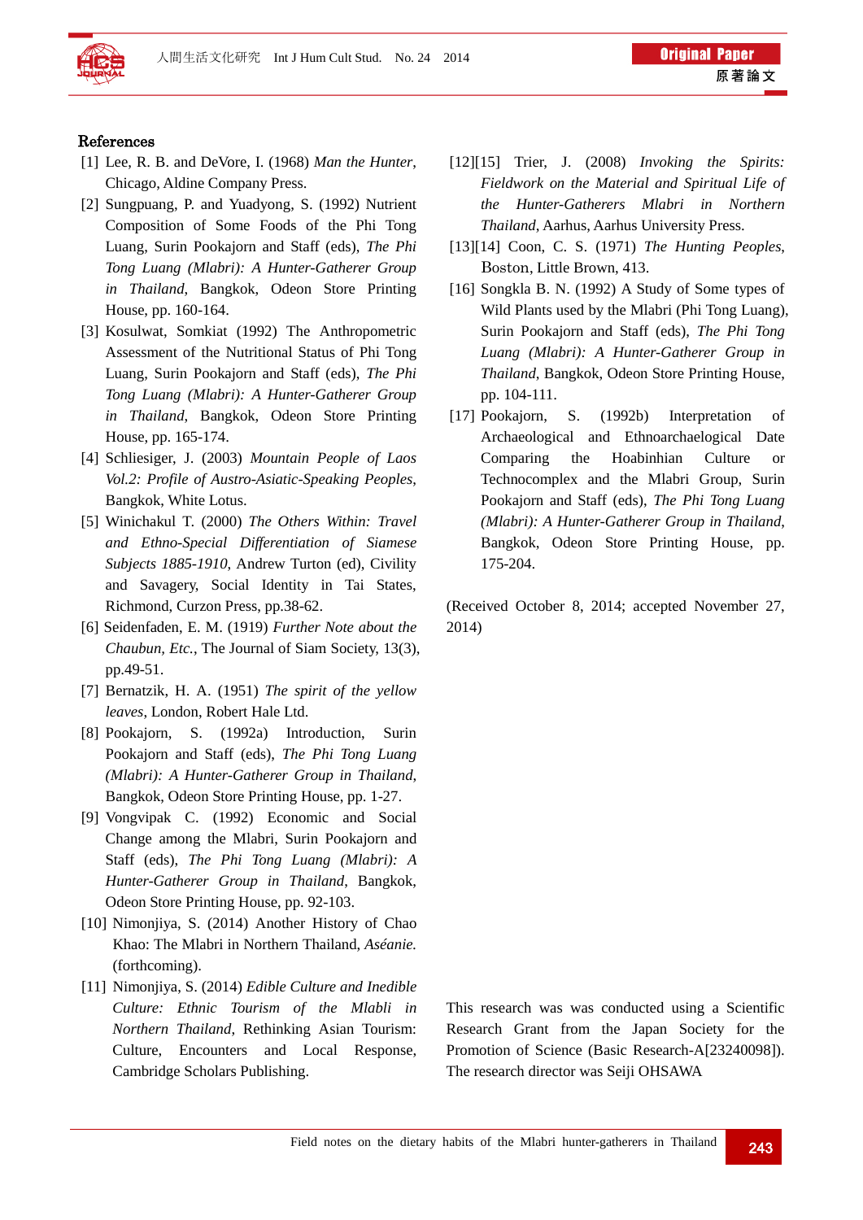## References

[1] Lee, R. B. and DeVore, I. (1968) *Man the Hunter*, Chicago, Aldine Company Press.

[2] Sungpuang, P. and Yuadyong, S. (1992) Nutrient Composition of Some Foods of the Phi Tong Luang, Surin Pookajorn and Staff (eds), *The Phi Tong Luang (Mlabri): A Hunter-Gatherer Group in Thailand*, Bangkok, Odeon Store Printing House, pp. 160-164.

[3] Kosulwat, Somkiat (1992) The Anthropometric Assessment of the Nutritional Status of Phi Tong Luang, Surin Pookajorn and Staff (eds), *The Phi Tong Luang (Mlabri): A Hunter-Gatherer Group in Thailand*, Bangkok, Odeon Store Printing House, pp. 165-174.

[4] Schliesiger, J. (2003) *Mountain People of Laos Vol.2: Profile of Austro-Asiatic-Speaking Peoples*, Bangkok, White Lotus.

[5] Winichakul T. (2000) *The Others Within: Travel and Ethno-Special Differentiation of Siamese Subjects 1885-1910*, Andrew Turton (ed), Civility and Savagery, Social Identity in Tai States, Richmond, Curzon Press, pp.38-62.

[6] Seidenfaden, E. M. (1919) *Further Note about the Chaubun, Etc.*, The Journal of Siam Society, 13(3), pp.49-51.

[7] Bernatzik, H. A. (1951) *The spirit of the yellow leaves*, London, Robert Hale Ltd.

[8] Pookajorn, S. (1992a) Introduction, Surin Pookajorn and Staff (eds), *The Phi Tong Luang (Mlabri): A Hunter-Gatherer Group in Thailand*, Bangkok, Odeon Store Printing House, pp. 1-27.

[9] Vongvipak C. (1992) Economic and Social Change among the Mlabri, Surin Pookajorn and Staff (eds), *The Phi Tong Luang (Mlabri): A Hunter-Gatherer Group in Thailand*, Bangkok, Odeon Store Printing House, pp. 92-103.

[10] Nimonjiya, S. (2014) Another History of Chao Khao: The Mlabri in Northern Thailand, *Aséanie.* (forthcoming).

[11] Nimonjiya, S. (2014) *Edible Culture and Inedible Culture: Ethnic Tourism of the Mlabli in Northern Thailand*, Rethinking Asian Tourism: Culture, Encounters and Local Response, Cambridge Scholars Publishing.

[12][15] Trier, J. (2008) *Invoking the Spirits: Fieldwork on the Material and Spiritual Life of the Hunter-Gatherers Mlabri in Northern Thailand*, Aarhus, Aarhus University Press.

[13][14] Coon, C. S. (1971) *The Hunting Peoples*, Boston, Little Brown, 413.

[16] Songkla B. N. (1992) A Study of Some types of Wild Plants used by the Mlabri (Phi Tong Luang), Surin Pookajorn and Staff (eds), *The Phi Tong Luang (Mlabri): A Hunter-Gatherer Group in Thailand*, Bangkok, Odeon Store Printing House, pp. 104-111.

[17] Pookajorn, S. (1992b) Interpretation of Archaeological and Ethnoarchaeological Date Comparing the Hoabinhian Culture or Technocomplex and the Mlabri Group, Surin Pookajorn and Staff (eds), *The Phi Tong Luang (Mlabri): A Hunter-Gatherer Group in Thailand*, Bangkok, Odeon Store Printing House, pp. 175-204.

(Received October 8, 2014; accepted November 27, 2014)

This research was was conducted using a Scientific Research Grant from the Japan Society for the Promotion of Science (Basic Research-A[23240098]). The research director was Seiji OHSAWA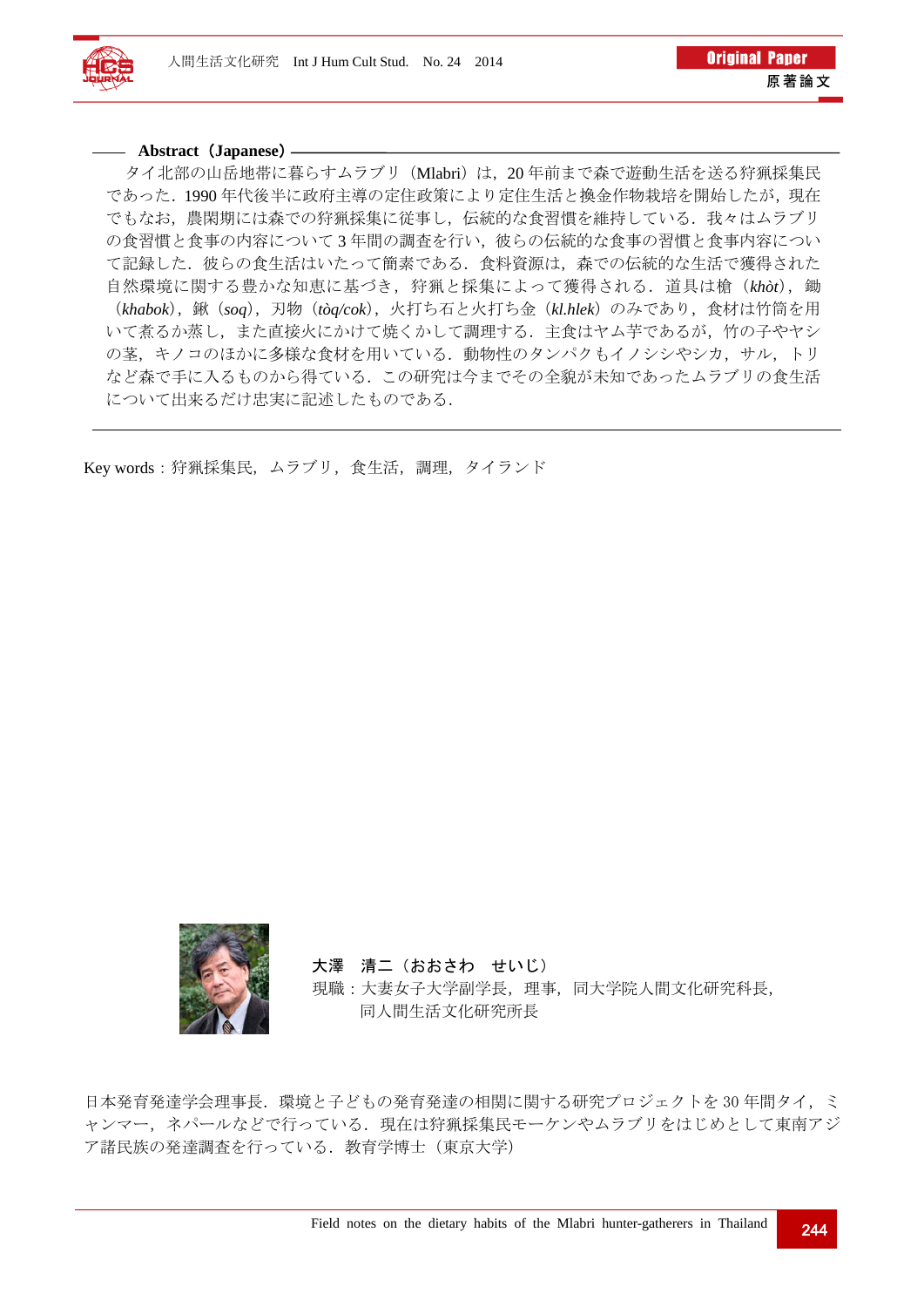## Abstract（Japanese）

タイ北部の山岳地帯に暮らすムラブリ（Mlabri）は，20 年前まで森で遊動生活を送る狩猟採集民であった．1990 年代後半に政府主導の定住政策により定住生活と換金作物栽培を開始したが，現在でもなお，農閑期には森での狩猟採集に従事し，伝統的な食習慣を維持している．我々はムラブリの食習慣と食事の内容について 3 年間の調査を行い，彼らの伝統的な食事の習慣と食事内容について記録した．彼らの食生活はいたって簡素である．食料資源は，森での伝統的な生活で獲得された自然環境に関する豊かな知恵に基づき，狩猟と採集によって獲得される．道具は槍（*khòt*），鋤（*khabok*），鍬（*soq*），刃物（*tòq/cok*），火打ち石と火打ち金（*kl.hlek*）のみであり，食材は竹筒を用いて煮るか蒸し，また直接火にかけて焼くかして調理する．主食はヤム芋であるが，竹の子やヤシの茎，キノコのほかに多様な食材を用いている．動物性のタンパクもイノシシやシカ，サル，トリなど森で手に入るものから得ている．この研究は今までその全貌が未知であったムラブリの食生活について出来るだけ忠実に記述したものである．

Key words：狩猟採集民，ムラブリ，食生活，調理，タイランド

**大澤　清二（おおさわ　せいじ）**
現職：大妻女子大学副学長，理事，同大学院人間文化研究科長，
　　　同人間生活文化研究所長

日本発育発達学会理事長．環境と子どもの発育発達の相関に関する研究プロジェクトを 30 年間タイ，ミャンマー，ネパールなどで行っている．現在は狩猟採集民モーケンやムラブリをはじめとして東南アジア諸民族の発達調査を行っている．教育学博士（東京大学）